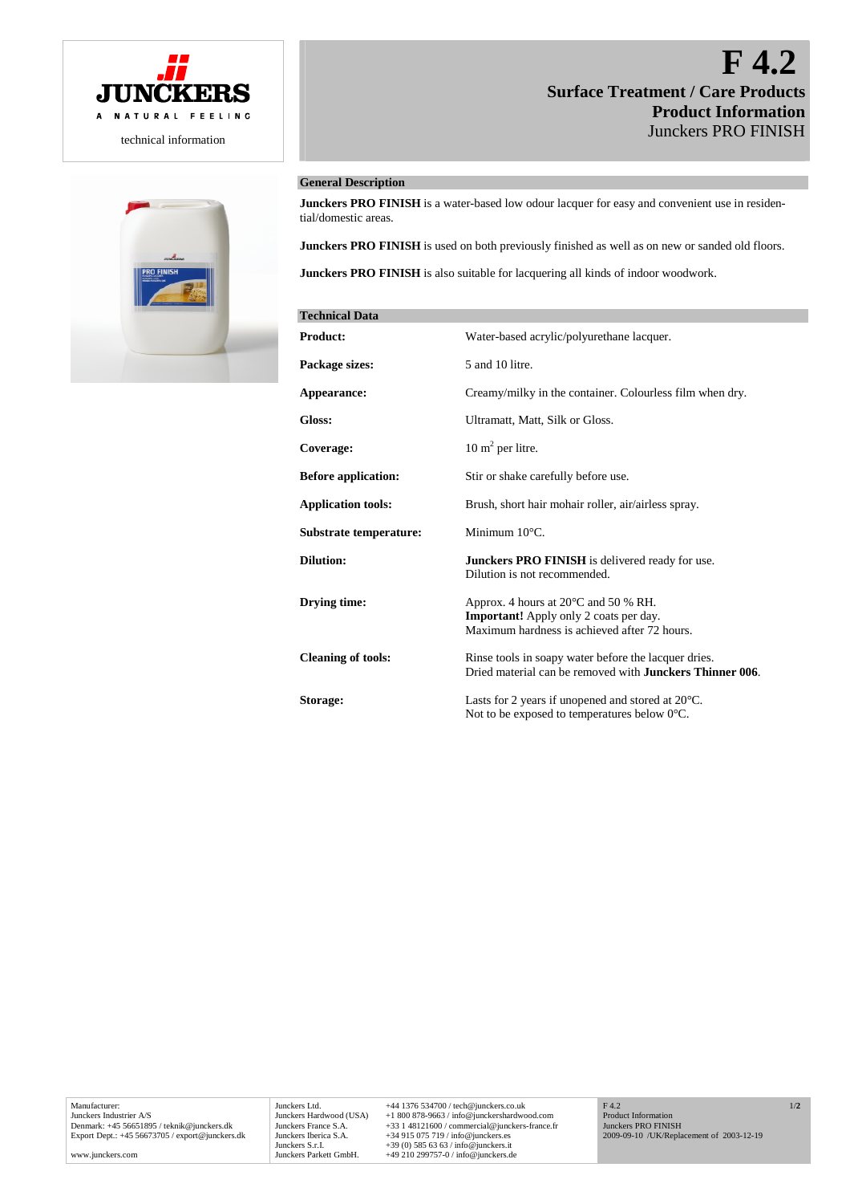JUNCKERS

A NATURAL FEELING

technical information

# F 4.2

## Surface Treatment / Care Products

## Product Information

Junckers PRO FINISH

### General Description

**Junckers PRO FINISH** is a water-based low odour lacquer for easy and convenient use in residential/domestic areas.

**Junckers PRO FINISH** is used on both previously finished as well as on new or sanded old floors.

**Junckers PRO FINISH** is also suitable for lacquering all kinds of indoor woodwork.

### Technical Data

| | |
|---|---|
| **Product:** | Water-based acrylic/polyurethane lacquer. |
| **Package sizes:** | 5 and 10 litre. |
| **Appearance:** | Creamy/milky in the container. Colourless film when dry. |
| **Gloss:** | Ultramatt, Matt, Silk or Gloss. |
| **Coverage:** | 10 $m^2$ per litre. |
| **Before application:** | Stir or shake carefully before use. |
| **Application tools:** | Brush, short hair mohair roller, air/airless spray. |
| **Substrate temperature:** | Minimum 10°C. |
| **Dilution:** | **Junckers PRO FINISH** is delivered ready for use. Dilution is not recommended. |
| **Drying time:** | Approx. 4 hours at 20°C and 50 % RH. **Important!** Apply only 2 coats per day. Maximum hardness is achieved after 72 hours. |
| **Cleaning of tools:** | Rinse tools in soapy water before the lacquer dries. Dried material can be removed with **Junckers Thinner 006**. |
| **Storage:** | Lasts for 2 years if unopened and stored at 20°C. Not to be exposed to temperatures below 0°C. |

Manufacturer:
Junckers Industrier A/S
Denmark: +45 56651895 / teknik@junckers.dk
Export Dept.: +45 56673705 / export@junckers.dk

www.junckers.com

Junckers Ltd. +44 1376 534700 / tech@junckers.co.uk
Junckers Hardwood (USA) +1 800 878-9663 / info@junckershardwood.com
Junckers France S.A. +33 1 48121600 / commercial@junckers-france.fr
Junckers Iberica S.A. +34 915 075 719 / info@junckers.es
Junckers S.r.l. +39 (0) 585 63 63 / info@junckers.it
Junckers Parkett GmbH. +49 210 299757-0 / info@junckers.de

F 4.2
Product Information
Junckers PRO FINISH
2009-09-10 /UK/Replacement of 2003-12-19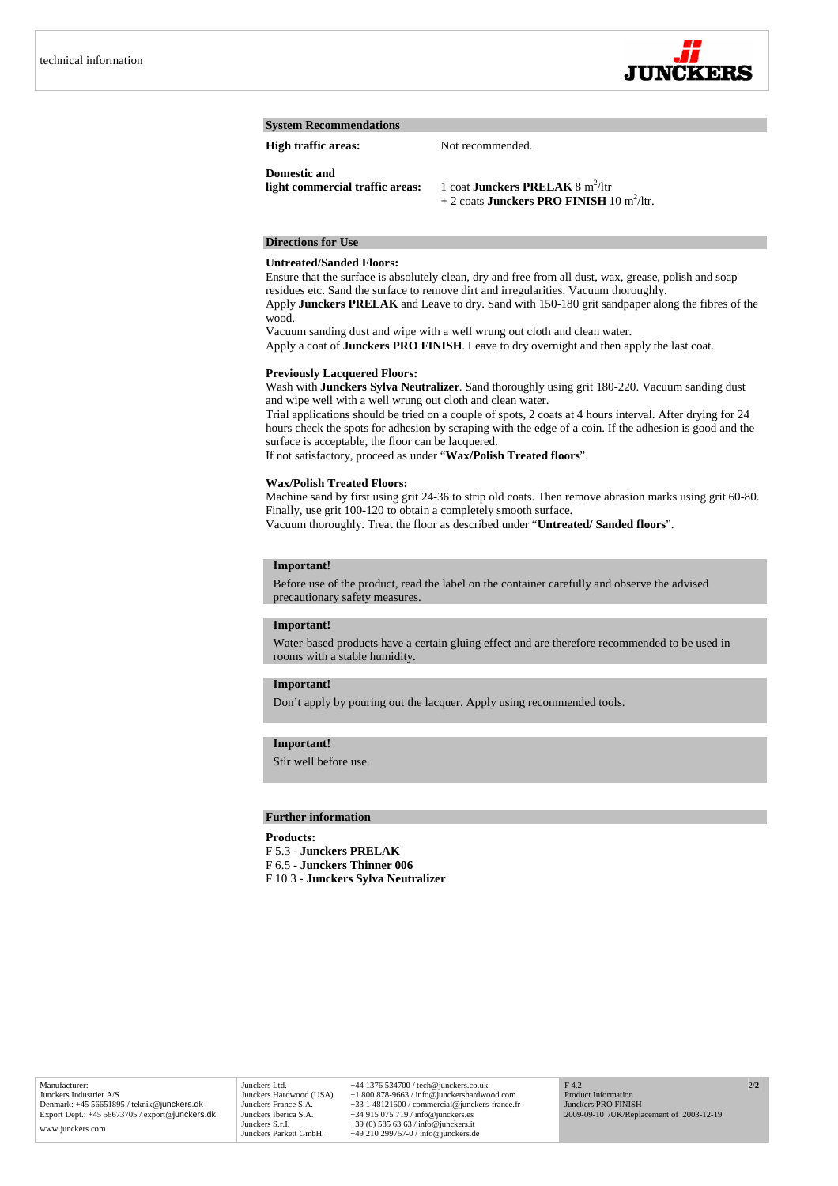## System Recommendations

**High traffic areas:** Not recommended.

**Domestic and light commercial traffic areas:** 1 coat **Junckers PRELAK** 8 $m^2$/ltr + 2 coats **Junckers PRO FINISH** 10 $m^2$/ltr.

## Directions for Use

**Untreated/Sanded Floors:**

Ensure that the surface is absolutely clean, dry and free from all dust, wax, grease, polish and soap residues etc. Sand the surface to remove dirt and irregularities. Vacuum thoroughly.
Apply **Junckers PRELAK** and Leave to dry. Sand with 150-180 grit sandpaper along the fibres of the wood.
Vacuum sanding dust and wipe with a well wrung out cloth and clean water.
Apply a coat of **Junckers PRO FINISH**. Leave to dry overnight and then apply the last coat.

**Previously Lacquered Floors:**

Wash with **Junckers Sylva Neutralizer**. Sand thoroughly using grit 180-220. Vacuum sanding dust and wipe well with a well wrung out cloth and clean water.
Trial applications should be tried on a couple of spots, 2 coats at 4 hours interval. After drying for 24 hours check the spots for adhesion by scraping with the edge of a coin. If the adhesion is good and the surface is acceptable, the floor can be lacquered.
If not satisfactory, proceed as under "**Wax/Polish Treated floors**".

**Wax/Polish Treated Floors:**

Machine sand by first using grit 24-36 to strip old coats. Then remove abrasion marks using grit 60-80. Finally, use grit 100-120 to obtain a completely smooth surface.
Vacuum thoroughly. Treat the floor as described under "**Untreated/ Sanded floors**".

**Important!**

Before use of the product, read the label on the container carefully and observe the advised precautionary safety measures.

**Important!**

Water-based products have a certain gluing effect and are therefore recommended to be used in rooms with a stable humidity.

**Important!**

Don't apply by pouring out the lacquer. Apply using recommended tools.

**Important!**

Stir well before use.

## Further information

**Products:**

F 5.3 - **Junckers PRELAK**
F 6.5 - **Junckers Thinner 006**
F 10.3 - **Junckers Sylva Neutralizer**

Manufacturer:
Junckers Industrier A/S
Denmark: +45 56651895 / teknik@junckers.dk
Export Dept.: +45 56673705 / export@junckers.dk
www.junckers.com

Junckers Ltd. +44 1376 534700 / tech@junckers.co.uk
Junckers Hardwood (USA) +1 800 878-9663 / info@junckershardwood.com
Junckers France S.A. +33 1 48121600 / commercial@junckers-france.fr
Junckers Iberica S.A. +34 915 075 719 / info@junckers.es
Junckers S.r.I. +39 (0) 585 63 63 / info@junckers.it
Junckers Parkett GmbH. +49 210 299757-0 / info@junckers.de

F 4.2
Product Information
Junckers PRO FINISH
2009-09-10 /UK/Replacement of 2003-12-19